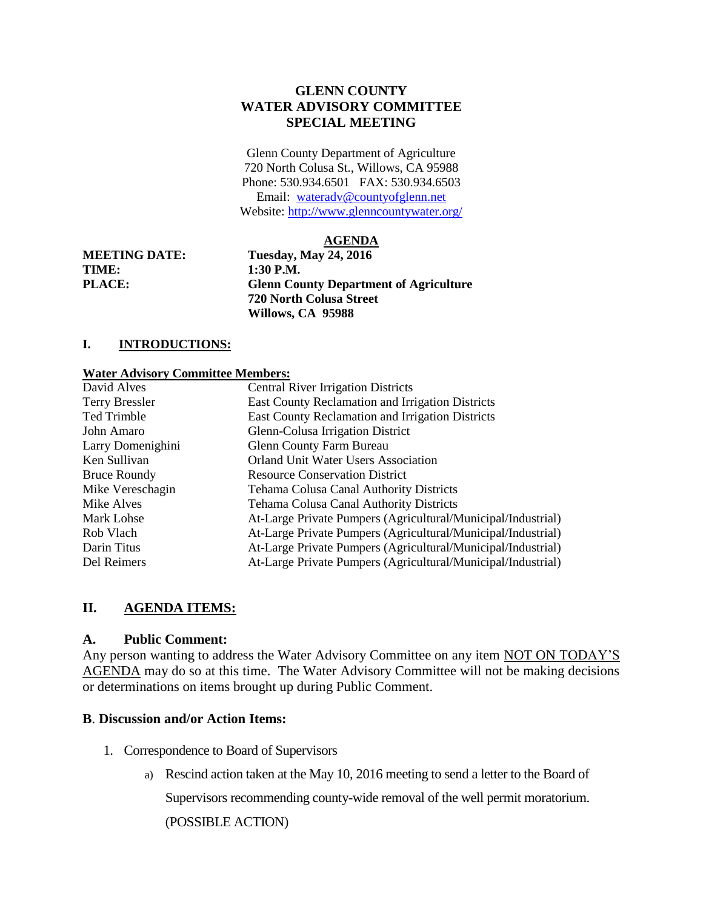# GLENN COUNTY
# WATER ADVISORY COMMITTEE
# SPECIAL MEETING

Glenn County Department of Agriculture
720 North Colusa St., Willows, CA 95988
Phone: 530.934.6501 FAX: 530.934.6503
Email: wateradv@countyofglenn.net
Website: http://www.glenncountywater.org/

## AGENDA

**MEETING DATE:** **Tuesday, May 24, 2016**
**TIME:** **1:30 P.M.**
**PLACE:** **Glenn County Department of Agriculture**
**720 North Colusa Street**
**Willows, CA 95988**

## I. INTRODUCTIONS:

**Water Advisory Committee Members:**

| | |
|---|---|
| David Alves | Central River Irrigation Districts |
| Terry Bressler | East County Reclamation and Irrigation Districts |
| Ted Trimble | East County Reclamation and Irrigation Districts |
| John Amaro | Glenn-Colusa Irrigation District |
| Larry Domenighini | Glenn County Farm Bureau |
| Ken Sullivan | Orland Unit Water Users Association |
| Bruce Roundy | Resource Conservation District |
| Mike Vereschagin | Tehama Colusa Canal Authority Districts |
| Mike Alves | Tehama Colusa Canal Authority Districts |
| Mark Lohse | At-Large Private Pumpers (Agricultural/Municipal/Industrial) |
| Rob Vlach | At-Large Private Pumpers (Agricultural/Municipal/Industrial) |
| Darin Titus | At-Large Private Pumpers (Agricultural/Municipal/Industrial) |
| Del Reimers | At-Large Private Pumpers (Agricultural/Municipal/Industrial) |

## II. AGENDA ITEMS:

### A. Public Comment:

Any person wanting to address the Water Advisory Committee on any item NOT ON TODAY'S AGENDA may do so at this time. The Water Advisory Committee will not be making decisions or determinations on items brought up during Public Comment.

### B. Discussion and/or Action Items:

1. Correspondence to Board of Supervisors
   a) Rescind action taken at the May 10, 2016 meeting to send a letter to the Board of Supervisors recommending county-wide removal of the well permit moratorium. (POSSIBLE ACTION)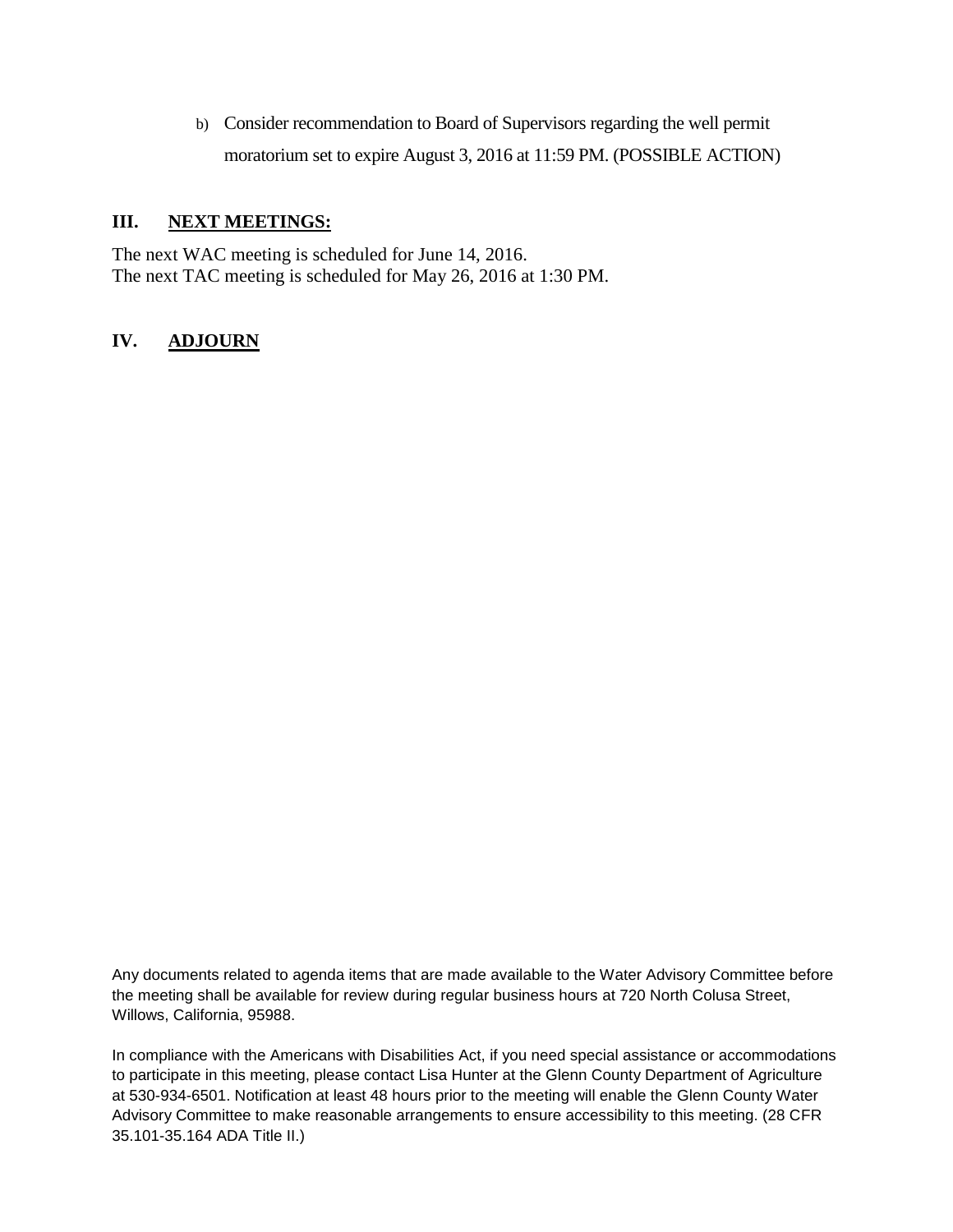b) Consider recommendation to Board of Supervisors regarding the well permit moratorium set to expire August 3, 2016 at 11:59 PM. (POSSIBLE ACTION)

## III. **NEXT MEETINGS:**

The next WAC meeting is scheduled for June 14, 2016.
The next TAC meeting is scheduled for May 26, 2016 at 1:30 PM.

## IV. **ADJOURN**

Any documents related to agenda items that are made available to the Water Advisory Committee before the meeting shall be available for review during regular business hours at 720 North Colusa Street, Willows, California, 95988.

In compliance with the Americans with Disabilities Act, if you need special assistance or accommodations to participate in this meeting, please contact Lisa Hunter at the Glenn County Department of Agriculture at 530-934-6501. Notification at least 48 hours prior to the meeting will enable the Glenn County Water Advisory Committee to make reasonable arrangements to ensure accessibility to this meeting. (28 CFR 35.101-35.164 ADA Title II.)